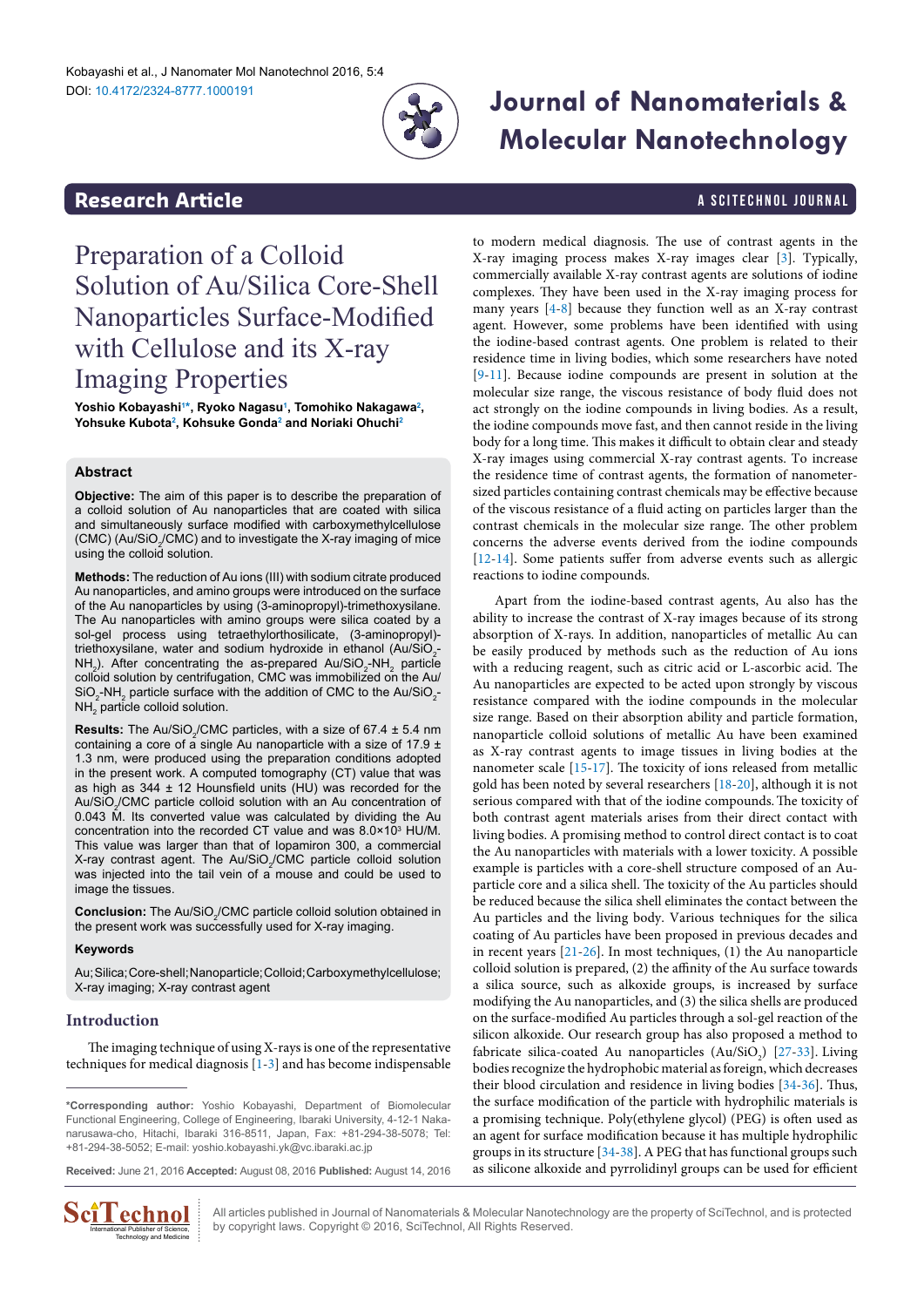## Research Article

# Preparation of a Colloid Solution of Au/Silica Core-Shell Nanoparticles Surface-Modified with Cellulose and its X-ray Imaging Properties

**Yoshio Kobayashi[1*], Ryoko Nagasu[1], Tomohiko Nakagawa[2], Yohsuke Kubota[2], Kohsuke Gonda[2] and Noriaki Ohuchi[2]**

### Abstract

**Objective:** The aim of this paper is to describe the preparation of a colloid solution of Au nanoparticles that are coated with silica and simultaneously surface modified with carboxymethylcellulose (CMC) (Au/$SiO_2$/CMC) and to investigate the X-ray imaging of mice using the colloid solution.

**Methods:** The reduction of Au ions (III) with sodium citrate produced Au nanoparticles, and amino groups were introduced on the surface of the Au nanoparticles by using (3-aminopropyl)-trimethoxysilane. The Au nanoparticles with amino groups were silica coated by a sol-gel process using tetraethylorthosilicate, (3-aminopropyl)-triethoxysilane, water and sodium hydroxide in ethanol (Au/$SiO_2$-$NH_2$). After concentrating the as-prepared Au/$SiO_2$-$NH_2$ particle colloid solution by centrifugation, CMC was immobilized on the Au/$SiO_2$-$NH_2$ particle surface with the addition of CMC to the Au/$SiO_2$-$NH_2$ particle colloid solution.

**Results:** The Au/$SiO_2$/CMC particles, with a size of 67.4 ± 5.4 nm containing a core of a single Au nanoparticle with a size of 17.9 ± 1.3 nm, were produced using the preparation conditions adopted in the present work. A computed tomography (CT) value that was as high as 344 ± 12 Hounsfield units (HU) was recorded for the Au/$SiO_2$/CMC particle colloid solution with an Au concentration of 0.043 M. Its converted value was calculated by dividing the Au concentration into the recorded CT value and was 8.0×$10^3$ HU/M. This value was larger than that of Iopamiron 300, a commercial X-ray contrast agent. The Au/$SiO_2$/CMC particle colloid solution was injected into the tail vein of a mouse and could be used to image the tissues.

**Conclusion:** The Au/$SiO_2$/CMC particle colloid solution obtained in the present work was successfully used for X-ray imaging.

**Keywords**

Au; Silica; Core-shell; Nanoparticle; Colloid; Carboxymethylcellulose; X-ray imaging; X-ray contrast agent

## Introduction

The imaging technique of using X-rays is one of the representative techniques for medical diagnosis [1-3] and has become indispensable to modern medical diagnosis. The use of contrast agents in the X-ray imaging process makes X-ray images clear [3]. Typically, commercially available X-ray contrast agents are solutions of iodine complexes. They have been used in the X-ray imaging process for many years [4-8] because they function well as an X-ray contrast agent. However, some problems have been identified with using the iodine-based contrast agents. One problem is related to their residence time in living bodies, which some researchers have noted [9-11]. Because iodine compounds are present in solution at the molecular size range, the viscous resistance of body fluid does not act strongly on the iodine compounds in living bodies. As a result, the iodine compounds move fast, and then cannot reside in the living body for a long time. This makes it difficult to obtain clear and steady X-ray images using commercial X-ray contrast agents. To increase the residence time of contrast agents, the formation of nanometer-sized particles containing contrast chemicals may be effective because of the viscous resistance of a fluid acting on particles larger than the contrast chemicals in the molecular size range. The other problem concerns the adverse events derived from the iodine compounds [12-14]. Some patients suffer from adverse events such as allergic reactions to iodine compounds.

Apart from the iodine-based contrast agents, Au also has the ability to increase the contrast of X-ray images because of its strong absorption of X-rays. In addition, nanoparticles of metallic Au can be easily produced by methods such as the reduction of Au ions with a reducing reagent, such as citric acid or L-ascorbic acid. The Au nanoparticles are expected to be acted upon strongly by viscous resistance compared with the iodine compounds in the molecular size range. Based on their absorption ability and particle formation, nanoparticle colloid solutions of metallic Au have been examined as X-ray contrast agents to image tissues in living bodies at the nanometer scale [15-17]. The toxicity of ions released from metallic gold has been noted by several researchers [18-20], although it is not serious compared with that of the iodine compounds. The toxicity of both contrast agent materials arises from their direct contact with living bodies. A promising method to control direct contact is to coat the Au nanoparticles with materials with a lower toxicity. A possible example is particles with a core-shell structure composed of an Au-particle core and a silica shell. The toxicity of the Au particles should be reduced because the silica shell eliminates the contact between the Au particles and the living body. Various techniques for the silica coating of Au particles have been proposed in previous decades and in recent years [21-26]. In most techniques, (1) the Au nanoparticle colloid solution is prepared, (2) the affinity of the Au surface towards a silica source, such as alkoxide groups, is increased by surface modifying the Au nanoparticles, and (3) the silica shells are produced on the surface-modified Au particles through a sol-gel reaction of the silicon alkoxide. Our research group has also proposed a method to fabricate silica-coated Au nanoparticles (Au/$SiO_2$) [27-33]. Living bodies recognize the hydrophobic material as foreign, which decreases their blood circulation and residence in living bodies [34-36]. Thus, the surface modification of the particle with hydrophilic materials is a promising technique. Poly(ethylene glycol) (PEG) is often used as an agent for surface modification because it has multiple hydrophilic groups in its structure [34-38]. A PEG that has functional groups such as silicone alkoxide and pyrrolidinyl groups can be used for efficient

*Corresponding author: Yoshio Kobayashi, Department of Biomolecular Functional Engineering, College of Engineering, Ibaraki University, 4-12-1 Naka-narusawa-cho, Hitachi, Ibaraki 316-8511, Japan, Fax: +81-294-38-5078; Tel: +81-294-38-5052; E-mail: yoshio.kobayashi.yk@vc.ibaraki.ac.jp

**Received:** June 21, 2016 **Accepted:** August 08, 2016 **Published:** August 14, 2016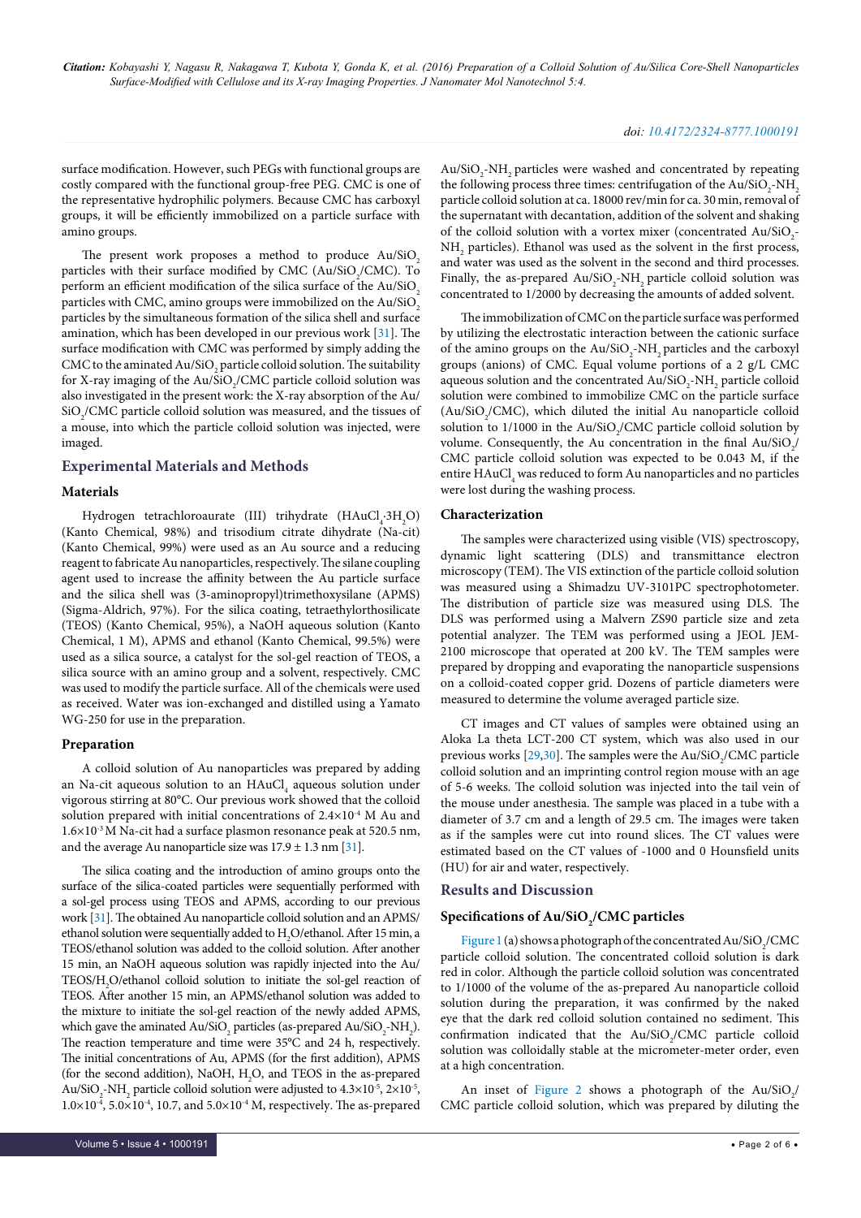surface modification. However, such PEGs with functional groups are costly compared with the functional group-free PEG. CMC is one of the representative hydrophilic polymers. Because CMC has carboxyl groups, it will be efficiently immobilized on a particle surface with amino groups.

The present work proposes a method to produce Au/$SiO_2$ particles with their surface modified by CMC (Au/$SiO_2$/CMC). To perform an efficient modification of the silica surface of the Au/$SiO_2$ particles with CMC, amino groups were immobilized on the Au/$SiO_2$ particles by the simultaneous formation of the silica shell and surface amination, which has been developed in our previous work [31]. The surface modification with CMC was performed by simply adding the CMC to the aminated Au/$SiO_2$ particle colloid solution. The suitability for X-ray imaging of the Au/$SiO_2$/CMC particle colloid solution was also investigated in the present work: the X-ray absorption of the Au/$SiO_2$/CMC particle colloid solution was measured, and the tissues of a mouse, into which the particle colloid solution was injected, were imaged.

## Experimental Materials and Methods

### Materials

Hydrogen tetrachloroaurate (III) trihydrate ($HAuCl_4{\cdot}3H_2O$) (Kanto Chemical, 98%) and trisodium citrate dihydrate (Na-cit) (Kanto Chemical, 99%) were used as an Au source and a reducing reagent to fabricate Au nanoparticles, respectively. The silane coupling agent used to increase the affinity between the Au particle surface and the silica shell was (3-aminopropyl)trimethoxysilane (APMS) (Sigma-Aldrich, 97%). For the silica coating, tetraethylorthosilicate (TEOS) (Kanto Chemical, 95%), a NaOH aqueous solution (Kanto Chemical, 1 M), APMS and ethanol (Kanto Chemical, 99.5%) were used as a silica source, a catalyst for the sol-gel reaction of TEOS, a silica source with an amino group and a solvent, respectively. CMC was used to modify the particle surface. All of the chemicals were used as received. Water was ion-exchanged and distilled using a Yamato WG-250 for use in the preparation.

### Preparation

A colloid solution of Au nanoparticles was prepared by adding an Na-cit aqueous solution to an $HAuCl_4$ aqueous solution under vigorous stirring at 80°C. Our previous work showed that the colloid solution prepared with initial concentrations of $2.4{\times}10^{-4}$ M Au and $1.6{\times}10^{-3}$ M Na-cit had a surface plasmon resonance peak at 520.5 nm, and the average Au nanoparticle size was 17.9 ± 1.3 nm [31].

The silica coating and the introduction of amino groups onto the surface of the silica-coated particles were sequentially performed with a sol-gel process using TEOS and APMS, according to our previous work [31]. The obtained Au nanoparticle colloid solution and an APMS/ethanol solution were sequentially added to $H_2O$/ethanol. After 15 min, a TEOS/ethanol solution was added to the colloid solution. After another 15 min, an NaOH aqueous solution was rapidly injected into the Au/TEOS/$H_2O$/ethanol colloid solution to initiate the sol-gel reaction of TEOS. After another 15 min, an APMS/ethanol solution was added to the mixture to initiate the sol-gel reaction of the newly added APMS, which gave the aminated Au/$SiO_2$ particles (as-prepared Au/$SiO_2$-$NH_2$). The reaction temperature and time were 35°C and 24 h, respectively. The initial concentrations of Au, APMS (for the first addition), APMS (for the second addition), NaOH, $H_2O$, and TEOS in the as-prepared Au/$SiO_2$-$NH_2$ particle colloid solution were adjusted to $4.3{\times}10^{-5}$, $2{\times}10^{-5}$, $1.0{\times}10^{-4}$, $5.0{\times}10^{-4}$, 10.7, and $5.0{\times}10^{-4}$ M, respectively. The as-prepared Au/$SiO_2$-$NH_2$ particles were washed and concentrated by repeating the following process three times: centrifugation of the Au/$SiO_2$-$NH_2$ particle colloid solution at ca. 18000 rev/min for ca. 30 min, removal of the supernatant with decantation, addition of the solvent and shaking of the colloid solution with a vortex mixer (concentrated Au/$SiO_2$-$NH_2$ particles). Ethanol was used as the solvent in the first process, and water was used as the solvent in the second and third processes. Finally, the as-prepared Au/$SiO_2$-$NH_2$ particle colloid solution was concentrated to 1/2000 by decreasing the amounts of added solvent.

The immobilization of CMC on the particle surface was performed by utilizing the electrostatic interaction between the cationic surface of the amino groups on the Au/$SiO_2$-$NH_2$ particles and the carboxyl groups (anions) of CMC. Equal volume portions of a 2 g/L CMC aqueous solution and the concentrated Au/$SiO_2$-$NH_2$ particle colloid solution were combined to immobilize CMC on the particle surface (Au/$SiO_2$/CMC), which diluted the initial Au nanoparticle colloid solution to 1/1000 in the Au/$SiO_2$/CMC particle colloid solution by volume. Consequently, the Au concentration in the final Au/$SiO_2$/CMC particle colloid solution was expected to be 0.043 M, if the entire $HAuCl_4$ was reduced to form Au nanoparticles and no particles were lost during the washing process.

### Characterization

The samples were characterized using visible (VIS) spectroscopy, dynamic light scattering (DLS) and transmittance electron microscopy (TEM). The VIS extinction of the particle colloid solution was measured using a Shimadzu UV-3101PC spectrophotometer. The distribution of particle size was measured using DLS. The DLS was performed using a Malvern ZS90 particle size and zeta potential analyzer. The TEM was performed using a JEOL JEM-2100 microscope that operated at 200 kV. The TEM samples were prepared by dropping and evaporating the nanoparticle suspensions on a colloid-coated copper grid. Dozens of particle diameters were measured to determine the volume averaged particle size.

CT images and CT values of samples were obtained using an Aloka La theta LCT-200 CT system, which was also used in our previous works [29,30]. The samples were the Au/$SiO_2$/CMC particle colloid solution and an imprinting control region mouse with an age of 5-6 weeks. The colloid solution was injected into the tail vein of the mouse under anesthesia. The sample was placed in a tube with a diameter of 3.7 cm and a length of 29.5 cm. The images were taken as if the samples were cut into round slices. The CT values were estimated based on the CT values of -1000 and 0 Hounsfield units (HU) for air and water, respectively.

## Results and Discussion

### Specifications of Au/$SiO_2$/CMC particles

Figure 1 (a) shows a photograph of the concentrated Au/$SiO_2$/CMC particle colloid solution. The concentrated colloid solution is dark red in color. Although the particle colloid solution was concentrated to 1/1000 of the volume of the as-prepared Au nanoparticle colloid solution during the preparation, it was confirmed by the naked eye that the dark red colloid solution contained no sediment. This confirmation indicated that the Au/$SiO_2$/CMC particle colloid solution was colloidally stable at the micrometer-meter order, even at a high concentration.

An inset of Figure 2 shows a photograph of the Au/$SiO_2$/CMC particle colloid solution, which was prepared by diluting the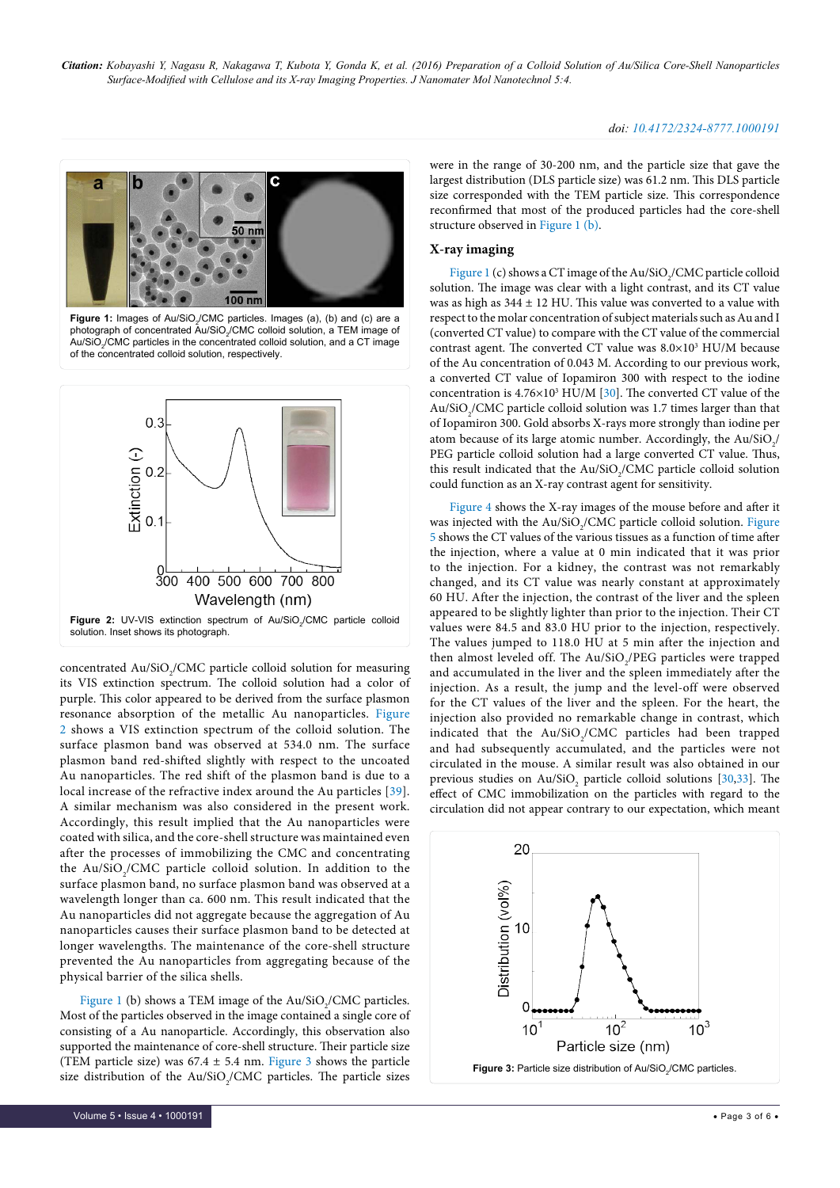Figure 1: Images of Au/$SiO_2$/CMC particles. Images (a), (b) and (c) are a photograph of concentrated Au/$SiO_2$/CMC colloid solution, a TEM image of Au/$SiO_2$/CMC particles in the concentrated colloid solution, and a CT image of the concentrated colloid solution, respectively.

Figure 2: UV-VIS extinction spectrum of Au/$SiO_2$/CMC particle colloid solution. Inset shows its photograph.

concentrated Au/$SiO_2$/CMC particle colloid solution for measuring its VIS extinction spectrum. The colloid solution had a color of purple. This color appeared to be derived from the surface plasmon resonance absorption of the metallic Au nanoparticles. Figure 2 shows a VIS extinction spectrum of the colloid solution. The surface plasmon band was observed at 534.0 nm. The surface plasmon band red-shifted slightly with respect to the uncoated Au nanoparticles. The red shift of the plasmon band is due to a local increase of the refractive index around the Au particles [39]. A similar mechanism was also considered in the present work. Accordingly, this result implied that the Au nanoparticles were coated with silica, and the core-shell structure was maintained even after the processes of immobilizing the CMC and concentrating the Au/$SiO_2$/CMC particle colloid solution. In addition to the surface plasmon band, no surface plasmon band was observed at a wavelength longer than ca. 600 nm. This result indicated that the Au nanoparticles did not aggregate because the aggregation of Au nanoparticles causes their surface plasmon band to be detected at longer wavelengths. The maintenance of the core-shell structure prevented the Au nanoparticles from aggregating because of the physical barrier of the silica shells.

Figure 1 (b) shows a TEM image of the Au/$SiO_2$/CMC particles. Most of the particles observed in the image contained a single core of consisting of a Au nanoparticle. Accordingly, this observation also supported the maintenance of core-shell structure. Their particle size (TEM particle size) was 67.4 ± 5.4 nm. Figure 3 shows the particle size distribution of the Au/$SiO_2$/CMC particles. The particle sizes were in the range of 30-200 nm, and the particle size that gave the largest distribution (DLS particle size) was 61.2 nm. This DLS particle size corresponded with the TEM particle size. This correspondence reconfirmed that most of the produced particles had the core-shell structure observed in Figure 1 (b).

### X-ray imaging

Figure 1 (c) shows a CT image of the Au/$SiO_2$/CMC particle colloid solution. The image was clear with a light contrast, and its CT value was as high as 344 ± 12 HU. This value was converted to a value with respect to the molar concentration of subject materials such as Au and I (converted CT value) to compare with the CT value of the commercial contrast agent. The converted CT value was $8.0\times10^3$ HU/M because of the Au concentration of 0.043 M. According to our previous work, a converted CT value of Iopamiron 300 with respect to the iodine concentration is $4.76\times10^3$ HU/M [30]. The converted CT value of the Au/$SiO_2$/CMC particle colloid solution was 1.7 times larger than that of Iopamiron 300. Gold absorbs X-rays more strongly than iodine per atom because of its large atomic number. Accordingly, the Au/$SiO_2$/PEG particle colloid solution had a large converted CT value. Thus, this result indicated that the Au/$SiO_2$/CMC particle colloid solution could function as an X-ray contrast agent for sensitivity.

Figure 4 shows the X-ray images of the mouse before and after it was injected with the Au/$SiO_2$/CMC particle colloid solution. Figure 5 shows the CT values of the various tissues as a function of time after the injection, where a value at 0 min indicated that it was prior to the injection. For a kidney, the contrast was not remarkably changed, and its CT value was nearly constant at approximately 60 HU. After the injection, the contrast of the liver and the spleen appeared to be slightly lighter than prior to the injection. Their CT values were 84.5 and 83.0 HU prior to the injection, respectively. The values jumped to 118.0 HU at 5 min after the injection and then almost leveled off. The Au/$SiO_2$/PEG particles were trapped and accumulated in the liver and the spleen immediately after the injection. As a result, the jump and the level-off were observed for the CT values of the liver and the spleen. For the heart, the injection also provided no remarkable change in contrast, which indicated that the Au/$SiO_2$/CMC particles had been trapped and had subsequently accumulated, and the particles were not circulated in the mouse. A similar result was also obtained in our previous studies on Au/$SiO_2$ particle colloid solutions [30,33]. The effect of CMC immobilization on the particles with regard to the circulation did not appear contrary to our expectation, which meant

Figure 3: Particle size distribution of Au/$SiO_2$/CMC particles.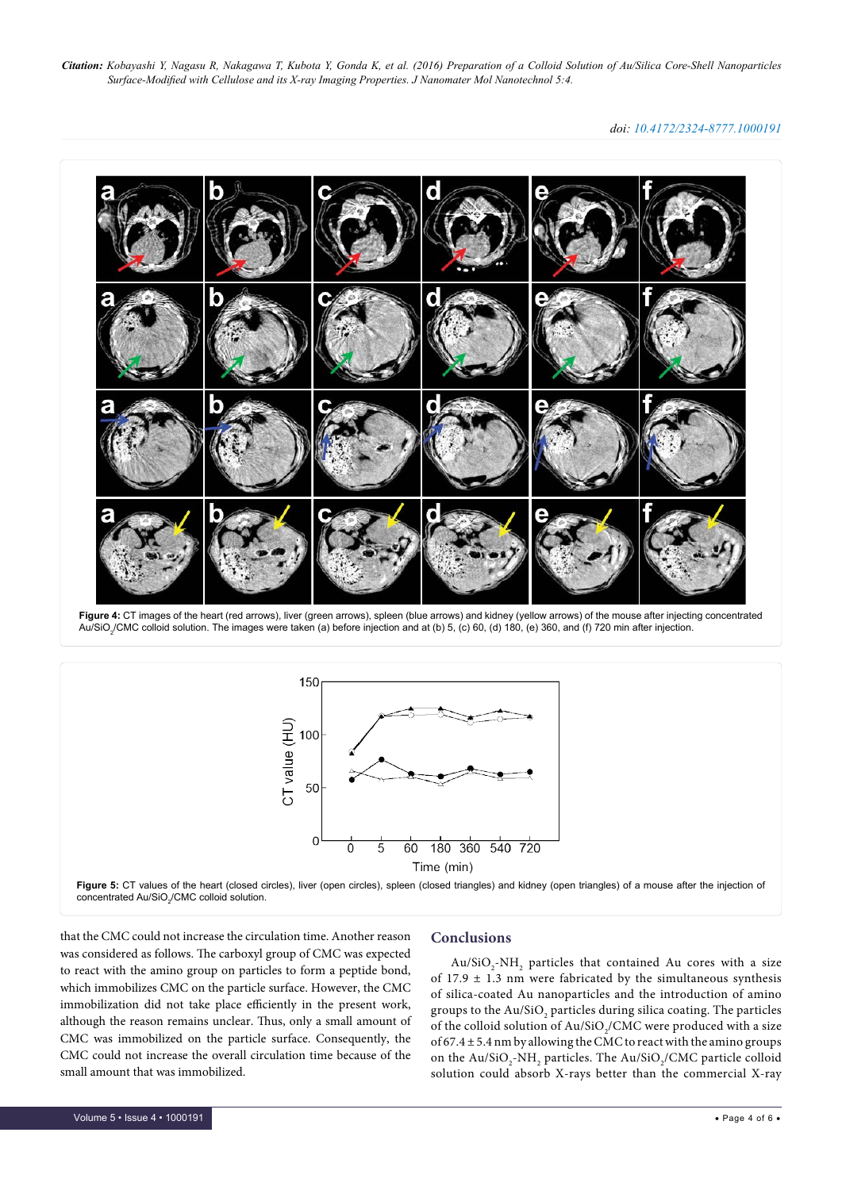Figure 4: CT images of the heart (red arrows), liver (green arrows), spleen (blue arrows) and kidney (yellow arrows) of the mouse after injecting concentrated $Au/SiO_2/CMC$ colloid solution. The images were taken (a) before injection and at (b) 5, (c) 60, (d) 180, (e) 360, and (f) 720 min after injection.

Figure 5: CT values of the heart (closed circles), liver (open circles), spleen (closed triangles) and kidney (open triangles) of a mouse after the injection of concentrated $Au/SiO_2/CMC$ colloid solution.

that the CMC could not increase the circulation time. Another reason was considered as follows. The carboxyl group of CMC was expected to react with the amino group on particles to form a peptide bond, which immobilizes CMC on the particle surface. However, the CMC immobilization did not take place efficiently in the present work, although the reason remains unclear. Thus, only a small amount of CMC was immobilized on the particle surface. Consequently, the CMC could not increase the overall circulation time because of the small amount that was immobilized.

## Conclusions

$Au/SiO_2$-$NH_2$ particles that contained Au cores with a size of 17.9 ± 1.3 nm were fabricated by the simultaneous synthesis of silica-coated Au nanoparticles and the introduction of amino groups to the $Au/SiO_2$ particles during silica coating. The particles of the colloid solution of $Au/SiO_2/CMC$ were produced with a size of 67.4 ± 5.4 nm by allowing the CMC to react with the amino groups on the $Au/SiO_2$-$NH_2$ particles. The $Au/SiO_2/CMC$ particle colloid solution could absorb X-rays better than the commercial X-ray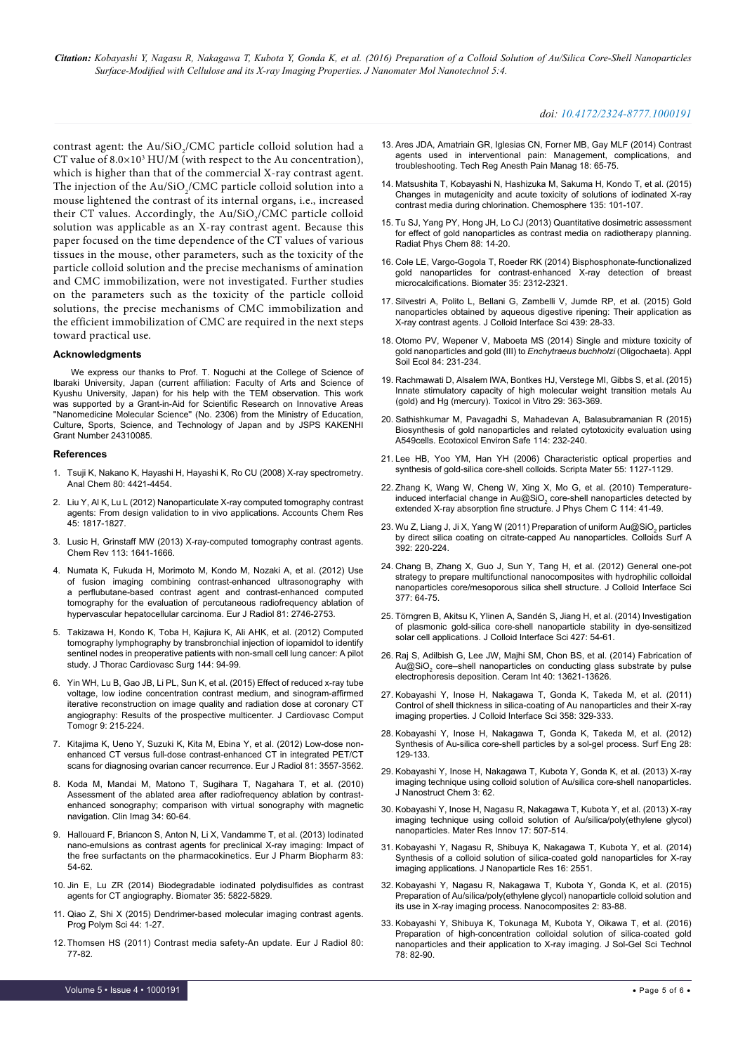contrast agent: the Au/$SiO_2$/CMC particle colloid solution had a CT value of $8.0 \times 10^3$ HU/M (with respect to the Au concentration), which is higher than that of the commercial X-ray contrast agent. The injection of the Au/$SiO_2$/CMC particle colloid solution into a mouse lightened the contrast of its internal organs, i.e., increased their CT values. Accordingly, the Au/$SiO_2$/CMC particle colloid solution was applicable as an X-ray contrast agent. Because this paper focused on the time dependence of the CT values of various tissues in the mouse, other parameters, such as the toxicity of the particle colloid solution and the precise mechanisms of amination and CMC immobilization, were not investigated. Further studies on the parameters such as the toxicity of the particle colloid solutions, the precise mechanisms of CMC immobilization and the efficient immobilization of CMC are required in the next steps toward practical use.

## Acknowledgments

We express our thanks to Prof. T. Noguchi at the College of Science of Ibaraki University, Japan (current affiliation: Faculty of Arts and Science of Kyushu University, Japan) for his help with the TEM observation. This work was supported by a Grant-in-Aid for Scientific Research on Innovative Areas "Nanomedicine Molecular Science" (No. 2306) from the Ministry of Education, Culture, Sports, Science, and Technology of Japan and by JSPS KAKENHI Grant Number 24310085.

## References

1. Tsuji K, Nakano K, Hayashi H, Hayashi K, Ro CU (2008) X-ray spectrometry. Anal Chem 80: 4421-4454.
2. Liu Y, Al K, Lu L (2012) Nanoparticulate X-ray computed tomography contrast agents: From design validation to in vivo applications. Accounts Chem Res 45: 1817-1827.
3. Lusic H, Grinstaff MW (2013) X-ray-computed tomography contrast agents. Chem Rev 113: 1641-1666.
4. Numata K, Fukuda H, Morimoto M, Kondo M, Nozaki A, et al. (2012) Use of fusion imaging combining contrast-enhanced ultrasonography with a perflubutane-based contrast agent and contrast-enhanced computed tomography for the evaluation of percutaneous radiofrequency ablation of hypervascular hepatocellular carcinoma. Eur J Radiol 81: 2746-2753.
5. Takizawa H, Kondo K, Toba H, Kajiura K, Ali AHK, et al. (2012) Computed tomography lymphography by transbronchial injection of iopamidol to identify sentinel nodes in preoperative patients with non-small cell lung cancer: A pilot study. J Thorac Cardiovasc Surg 144: 94-99.
6. Yin WH, Lu B, Gao JB, Li PL, Sun K, et al. (2015) Effect of reduced x-ray tube voltage, low iodine concentration contrast medium, and sinogram-affirmed iterative reconstruction on image quality and radiation dose at coronary CT angiography: Results of the prospective multicenter. J Cardiovasc Comput Tomogr 9: 215-224.
7. Kitajima K, Ueno Y, Suzuki K, Kita M, Ebina Y, et al. (2012) Low-dose non-enhanced CT versus full-dose contrast-enhanced CT in integrated PET/CT scans for diagnosing ovarian cancer recurrence. Eur J Radiol 81: 3557-3562.
8. Koda M, Mandai M, Matono T, Sugihara T, Nagahara T, et al. (2010) Assessment of the ablated area after radiofrequency ablation by contrast-enhanced sonography; comparison with virtual sonography with magnetic navigation. Clin Imag 34: 60-64.
9. Hallouard F, Briancon S, Anton N, Li X, Vandamme T, et al. (2013) Iodinated nano-emulsions as contrast agents for preclinical X-ray imaging: Impact of the free surfactants on the pharmacokinetics. Eur J Pharm Biopharm 83: 54-62.
10. Jin E, Lu ZR (2014) Biodegradable iodinated polydisulfides as contrast agents for CT angiography. Biomater 35: 5822-5829.
11. Qiao Z, Shi X (2015) Dendrimer-based molecular imaging contrast agents. Prog Polym Sci 44: 1-27.
12. Thomsen HS (2011) Contrast media safety-An update. Eur J Radiol 80: 77-82.
13. Ares JDA, Amatriain GR, Iglesias CN, Forner MB, Gay MLF (2014) Contrast agents used in interventional pain: Management, complications, and troubleshooting. Tech Reg Anesth Pain Manag 18: 65-75.
14. Matsushita T, Kobayashi N, Hashizuka M, Sakuma H, Kondo T, et al. (2015) Changes in mutagenicity and acute toxicity of solutions of iodinated X-ray contrast media during chlorination. Chemosphere 135: 101-107.
15. Tu SJ, Yang PY, Hong JH, Lo CJ (2013) Quantitative dosimetric assessment for effect of gold nanoparticles as contrast media on radiotherapy planning. Radiat Phys Chem 88: 14-20.
16. Cole LE, Vargo-Gogola T, Roeder RK (2014) Bisphosphonate-functionalized gold nanoparticles for contrast-enhanced X-ray detection of breast microcalcifications. Biomater 35: 2312-2321.
17. Silvestri A, Polito L, Bellani G, Zambelli V, Jumde RP, et al. (2015) Gold nanoparticles obtained by aqueous digestive ripening: Their application as X-ray contrast agents. J Colloid Interface Sci 439: 28-33.
18. Otomo PV, Wepener V, Maboeta MS (2014) Single and mixture toxicity of gold nanoparticles and gold (III) to *Enchytraeus buchholzi* (Oligochaeta). Appl Soil Ecol 84: 231-234.
19. Rachmawati D, Alsalem IWA, Bontkes HJ, Verstege MI, Gibbs S, et al. (2015) Innate stimulatory capacity of high molecular weight transition metals Au (gold) and Hg (mercury). Toxicol in Vitro 29: 363-369.
20. Sathishkumar M, Pavagadhi S, Mahadevan A, Balasubramanian R (2015) Biosynthesis of gold nanoparticles and related cytotoxicity evaluation using A549cells. Ecotoxicol Environ Safe 114: 232-240.
21. Lee HB, Yoo YM, Han YH (2006) Characteristic optical properties and synthesis of gold-silica core-shell colloids. Scripta Mater 55: 1127-1129.
22. Zhang K, Wang W, Cheng W, Xing X, Mo G, et al. (2010) Temperature-induced interfacial change in Au@$SiO_2$ core-shell nanoparticles detected by extended X-ray absorption fine structure. J Phys Chem C 114: 41-49.
23. Wu Z, Liang J, Ji X, Yang W (2011) Preparation of uniform Au@$SiO_2$ particles by direct silica coating on citrate-capped Au nanoparticles. Colloids Surf A 392: 220-224.
24. Chang B, Zhang X, Guo J, Sun Y, Tang H, et al. (2012) General one-pot strategy to prepare multifunctional nanocomposites with hydrophilic colloidal nanoparticles core/mesoporous silica shell structure. J Colloid Interface Sci 377: 64-75.
25. Törngren B, Akitsu K, Ylinen A, Sandén S, Jiang H, et al. (2014) Investigation of plasmonic gold-silica core-shell nanoparticle stability in dye-sensitized solar cell applications. J Colloid Interface Sci 427: 54-61.
26. Raj S, Adilbish G, Lee JW, Majhi SM, Chon BS, et al. (2014) Fabrication of Au@$SiO_2$ core–shell nanoparticles on conducting glass substrate by pulse electrophoresis deposition. Ceram Int 40: 13621-13626.
27. Kobayashi Y, Inose H, Nakagawa T, Gonda K, Takeda M, et al. (2011) Control of shell thickness in silica-coating of Au nanoparticles and their X-ray imaging properties. J Colloid Interface Sci 358: 329-333.
28. Kobayashi Y, Inose H, Nakagawa T, Gonda K, Takeda M, et al. (2012) Synthesis of Au-silica core-shell particles by a sol-gel process. Surf Eng 28: 129-133.
29. Kobayashi Y, Inose H, Nakagawa T, Kubota Y, Gonda K, et al. (2013) X-ray imaging technique using colloid solution of Au/silica core-shell nanoparticles. J Nanostruct Chem 3: 62.
30. Kobayashi Y, Inose H, Nagasu R, Nakagawa T, Kubota Y, et al. (2013) X-ray imaging technique using colloid solution of Au/silica/poly(ethylene glycol) nanoparticles. Mater Res Innov 17: 507-514.
31. Kobayashi Y, Nagasu R, Shibuya K, Nakagawa T, Kubota Y, et al. (2014) Synthesis of a colloid solution of silica-coated gold nanoparticles for X-ray imaging applications. J Nanoparticle Res 16: 2551.
32. Kobayashi Y, Nagasu R, Nakagawa T, Kubota Y, Gonda K, et al. (2015) Preparation of Au/silica/poly(ethylene glycol) nanoparticle colloid solution and its use in X-ray imaging process. Nanocomposites 2: 83-88.
33. Kobayashi Y, Shibuya K, Tokunaga M, Kubota Y, Oikawa T, et al. (2016) Preparation of high-concentration colloidal solution of silica-coated gold nanoparticles and their application to X-ray imaging. J Sol-Gel Sci Technol 78: 82-90.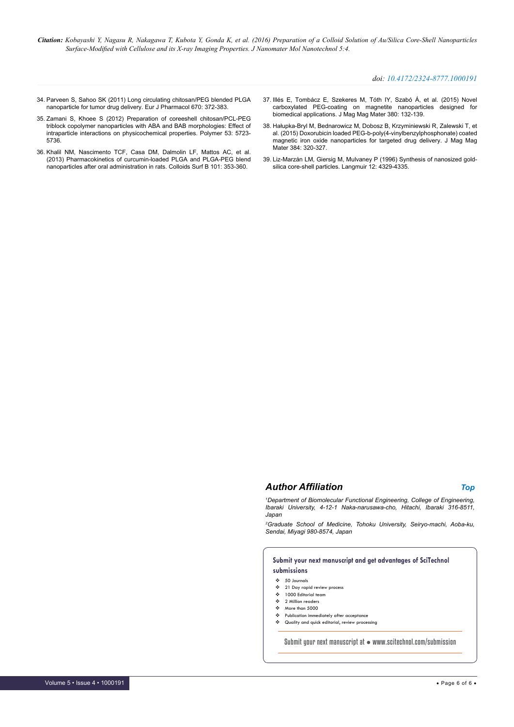34. Parveen S, Sahoo SK (2011) Long circulating chitosan/PEG blended PLGA nanoparticle for tumor drug delivery. Eur J Pharmacol 670: 372-383.

35. Zamani S, Khoee S (2012) Preparation of coreshell chitosan/PCL-PEG triblock copolymer nanoparticles with ABA and BAB morphologies: Effect of intraparticle interactions on physicochemical properties. Polymer 53: 5723-5736.

36. Khalil NM, Nascimento TCF, Casa DM, Dalmolin LF, Mattos AC, et al. (2013) Pharmacokinetics of curcumin-loaded PLGA and PLGA-PEG blend nanoparticles after oral administration in rats. Colloids Surf B 101: 353-360.

37. Illés E, Tombácz E, Szekeres M, Tóth IY, Szabó Á, et al. (2015) Novel carboxylated PEG-coating on magnetite nanoparticles designed for biomedical applications. J Mag Mag Mater 380: 132-139.

38. Hałupka-Bryl M, Bednarowicz M, Dobosz B, Krzyminiewski R, Zalewski T, et al. (2015) Doxorubicin loaded PEG-b-poly(4-vinylbenzylphosphonate) coated magnetic iron oxide nanoparticles for targeted drug delivery. J Mag Mag Mater 384: 320-327.

39. Liz-Marzán LM, Giersig M, Mulvaney P (1996) Synthesis of nanosized gold-silica core-shell particles. Langmuir 12: 4329-4335.

## Author Affiliation

*[1]Department of Biomolecular Functional Engineering, College of Engineering, Ibaraki University, 4-12-1 Naka-narusawa-cho, Hitachi, Ibaraki 316-8511, Japan*

*[2]Graduate School of Medicine, Tohoku University, Seiryo-machi, Aoba-ku, Sendai, Miyagi 980-8574, Japan*

**Submit your next manuscript and get advantages of SciTechnol submissions**

- 50 Journals
- 21 Day rapid review process
- 1000 Editorial team
- 2 Million readers
- More than 5000
- Publication immediately after acceptance
- Quality and quick editorial, review processing

Submit your next manuscript at ● www.scitechnol.com/submission